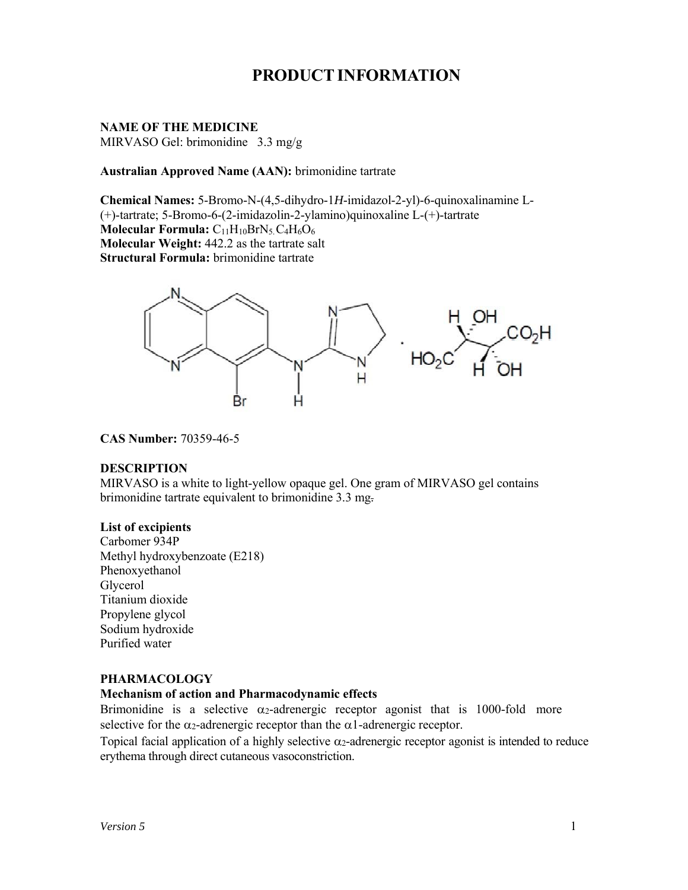# PRODUCT INFORMATION

**NAME OF THE MEDICINE**
MIRVASO Gel: brimonidine 3.3 mg/g

**Australian Approved Name (AAN):** brimonidine tartrate

**Chemical Names:** 5-Bromo-N-(4,5-dihydro-1*H*-imidazol-2-yl)-6-quinoxalinamine L-(+)-tartrate; 5-Bromo-6-(2-imidazolin-2-ylamino)quinoxaline L-(+)-tartrate
**Molecular Formula:** $C_{11}H_{10}BrN_5.C_4H_6O_6$
**Molecular Weight:** 442.2 as the tartrate salt
**Structural Formula:** brimonidine tartrate

**CAS Number:** 70359-46-5

**DESCRIPTION**
MIRVASO is a white to light-yellow opaque gel. One gram of MIRVASO gel contains brimonidine tartrate equivalent to brimonidine 3.3 mg.

**List of excipients**
Carbomer 934P
Methyl hydroxybenzoate (E218)
Phenoxyethanol
Glycerol
Titanium dioxide
Propylene glycol
Sodium hydroxide
Purified water

**PHARMACOLOGY**
**Mechanism of action and Pharmacodynamic effects**
Brimonidine is a selective $\alpha_2$-adrenergic receptor agonist that is 1000-fold more selective for the $\alpha_2$-adrenergic receptor than the $\alpha$1-adrenergic receptor.

Topical facial application of a highly selective $\alpha_2$-adrenergic receptor agonist is intended to reduce erythema through direct cutaneous vasoconstriction.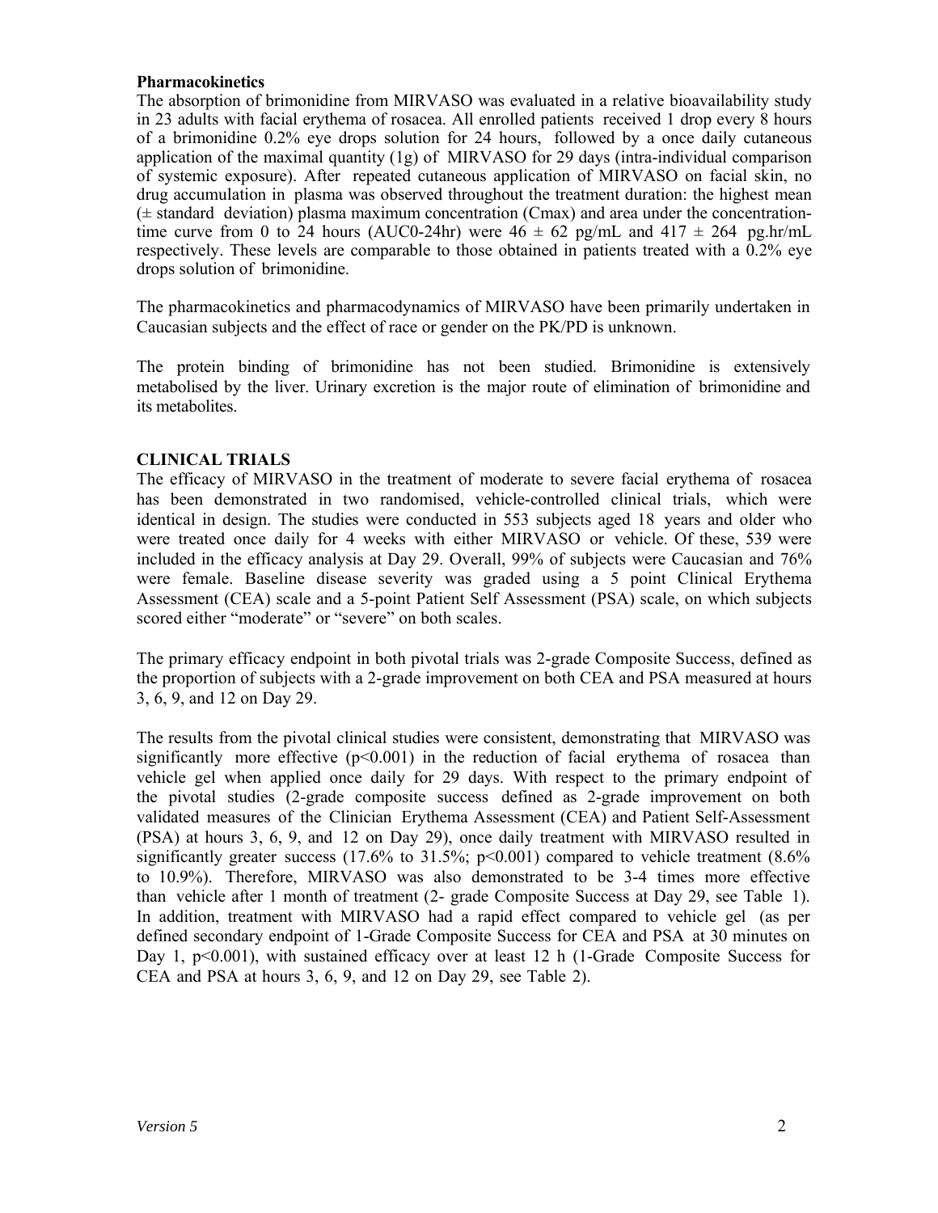**Pharmacokinetics**

The absorption of brimonidine from MIRVASO was evaluated in a relative bioavailability study in 23 adults with facial erythema of rosacea. All enrolled patients received 1 drop every 8 hours of a brimonidine 0.2% eye drops solution for 24 hours, followed by a once daily cutaneous application of the maximal quantity (1g) of MIRVASO for 29 days (intra-individual comparison of systemic exposure). After repeated cutaneous application of MIRVASO on facial skin, no drug accumulation in plasma was observed throughout the treatment duration: the highest mean (± standard deviation) plasma maximum concentration (Cmax) and area under the concentration-time curve from 0 to 24 hours (AUC0-24hr) were 46 ± 62 pg/mL and 417 ± 264 pg.hr/mL respectively. These levels are comparable to those obtained in patients treated with a 0.2% eye drops solution of brimonidine.

The pharmacokinetics and pharmacodynamics of MIRVASO have been primarily undertaken in Caucasian subjects and the effect of race or gender on the PK/PD is unknown.

The protein binding of brimonidine has not been studied. Brimonidine is extensively metabolised by the liver. Urinary excretion is the major route of elimination of brimonidine and its metabolites.

**CLINICAL TRIALS**

The efficacy of MIRVASO in the treatment of moderate to severe facial erythema of rosacea has been demonstrated in two randomised, vehicle-controlled clinical trials, which were identical in design. The studies were conducted in 553 subjects aged 18 years and older who were treated once daily for 4 weeks with either MIRVASO or vehicle. Of these, 539 were included in the efficacy analysis at Day 29. Overall, 99% of subjects were Caucasian and 76% were female. Baseline disease severity was graded using a 5 point Clinical Erythema Assessment (CEA) scale and a 5-point Patient Self Assessment (PSA) scale, on which subjects scored either "moderate" or "severe" on both scales.

The primary efficacy endpoint in both pivotal trials was 2-grade Composite Success, defined as the proportion of subjects with a 2-grade improvement on both CEA and PSA measured at hours 3, 6, 9, and 12 on Day 29.

The results from the pivotal clinical studies were consistent, demonstrating that MIRVASO was significantly more effective ($p<0.001$) in the reduction of facial erythema of rosacea than vehicle gel when applied once daily for 29 days. With respect to the primary endpoint of the pivotal studies (2-grade composite success defined as 2-grade improvement on both validated measures of the Clinician Erythema Assessment (CEA) and Patient Self-Assessment (PSA) at hours 3, 6, 9, and 12 on Day 29), once daily treatment with MIRVASO resulted in significantly greater success (17.6% to 31.5%; $p<0.001$) compared to vehicle treatment (8.6% to 10.9%). Therefore, MIRVASO was also demonstrated to be 3-4 times more effective than vehicle after 1 month of treatment (2- grade Composite Success at Day 29, see Table 1). In addition, treatment with MIRVASO had a rapid effect compared to vehicle gel (as per defined secondary endpoint of 1-Grade Composite Success for CEA and PSA at 30 minutes on Day 1, $p<0.001$), with sustained efficacy over at least 12 h (1-Grade Composite Success for CEA and PSA at hours 3, 6, 9, and 12 on Day 29, see Table 2).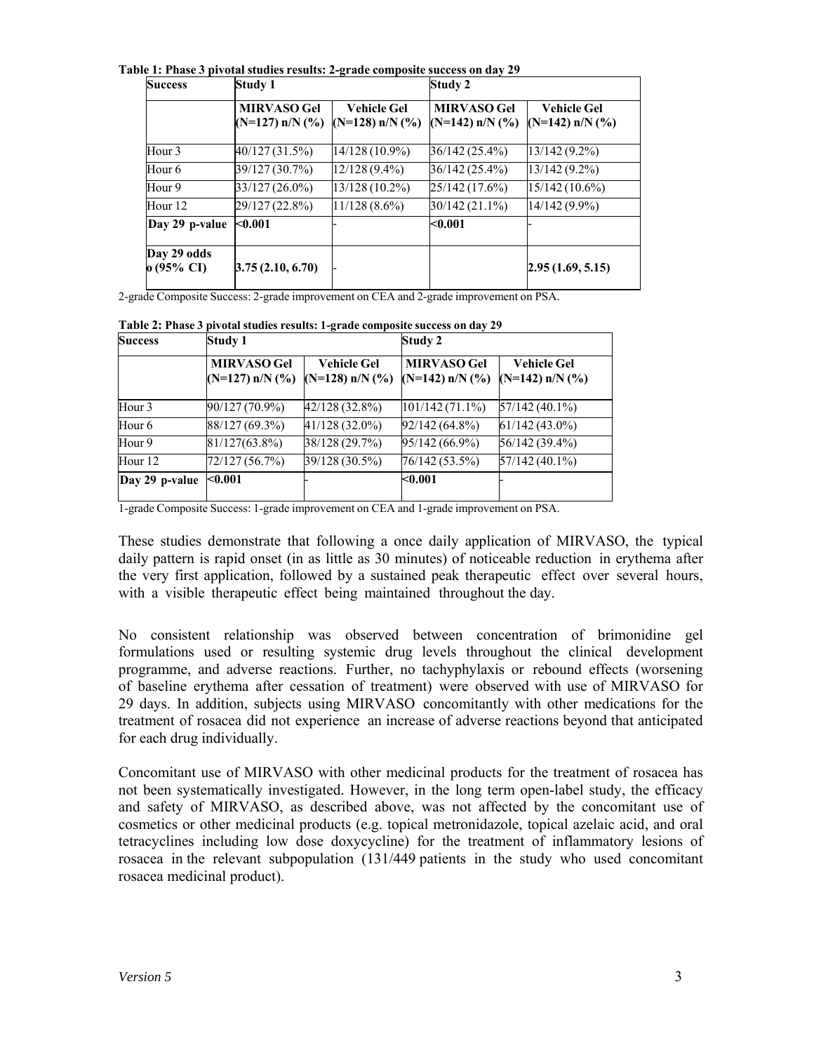**Table 1: Phase 3 pivotal studies results: 2-grade composite success on day 29**

| Success | Study 1 | | Study 2 | |
|---|---|---|---|---|
| | **MIRVASO Gel (N=127) n/N (%)** | **Vehicle Gel (N=128) n/N (%)** | **MIRVASO Gel (N=142) n/N (%)** | **Vehicle Gel (N=142) n/N (%)** |
| Hour 3 | 40/127 (31.5%) | 14/128 (10.9%) | 36/142 (25.4%) | 13/142 (9.2%) |
| Hour 6 | 39/127 (30.7%) | 12/128 (9.4%) | 36/142 (25.4%) | 13/142 (9.2%) |
| Hour 9 | 33/127 (26.0%) | 13/128 (10.2%) | 25/142 (17.6%) | 15/142 (10.6%) |
| Hour 12 | 29/127 (22.8%) | 11/128 (8.6%) | 30/142 (21.1%) | 14/142 (9.9%) |
| **Day 29 p-value** | **<0.001** | - | **<0.001** | - |
| **Day 29 odds o (95% CI)** | **3.75 (2.10, 6.70)** | - | | **2.95 (1.69, 5.15)** |

2-grade Composite Success: 2-grade improvement on CEA and 2-grade improvement on PSA.

**Table 2: Phase 3 pivotal studies results: 1-grade composite success on day 29**

| Success | Study 1 | | Study 2 | |
|---|---|---|---|---|
| | **MIRVASO Gel (N=127) n/N (%)** | **Vehicle Gel (N=128) n/N (%)** | **MIRVASO Gel (N=142) n/N (%)** | **Vehicle Gel (N=142) n/N (%)** |
| Hour 3 | 90/127 (70.9%) | 42/128 (32.8%) | 101/142 (71.1%) | 57/142 (40.1%) |
| Hour 6 | 88/127 (69.3%) | 41/128 (32.0%) | 92/142 (64.8%) | 61/142 (43.0%) |
| Hour 9 | 81/127(63.8%) | 38/128 (29.7%) | 95/142 (66.9%) | 56/142 (39.4%) |
| Hour 12 | 72/127 (56.7%) | 39/128 (30.5%) | 76/142 (53.5%) | 57/142 (40.1%) |
| **Day 29 p-value** | **<0.001** | - | **<0.001** | - |

1-grade Composite Success: 1-grade improvement on CEA and 1-grade improvement on PSA.

These studies demonstrate that following a once daily application of MIRVASO, the typical daily pattern is rapid onset (in as little as 30 minutes) of noticeable reduction in erythema after the very first application, followed by a sustained peak therapeutic effect over several hours, with a visible therapeutic effect being maintained throughout the day.

No consistent relationship was observed between concentration of brimonidine gel formulations used or resulting systemic drug levels throughout the clinical development programme, and adverse reactions. Further, no tachyphylaxis or rebound effects (worsening of baseline erythema after cessation of treatment) were observed with use of MIRVASO for 29 days. In addition, subjects using MIRVASO concomitantly with other medications for the treatment of rosacea did not experience an increase of adverse reactions beyond that anticipated for each drug individually.

Concomitant use of MIRVASO with other medicinal products for the treatment of rosacea has not been systematically investigated. However, in the long term open-label study, the efficacy and safety of MIRVASO, as described above, was not affected by the concomitant use of cosmetics or other medicinal products (e.g. topical metronidazole, topical azelaic acid, and oral tetracyclines including low dose doxycycline) for the treatment of inflammatory lesions of rosacea in the relevant subpopulation (131/449 patients in the study who used concomitant rosacea medicinal product).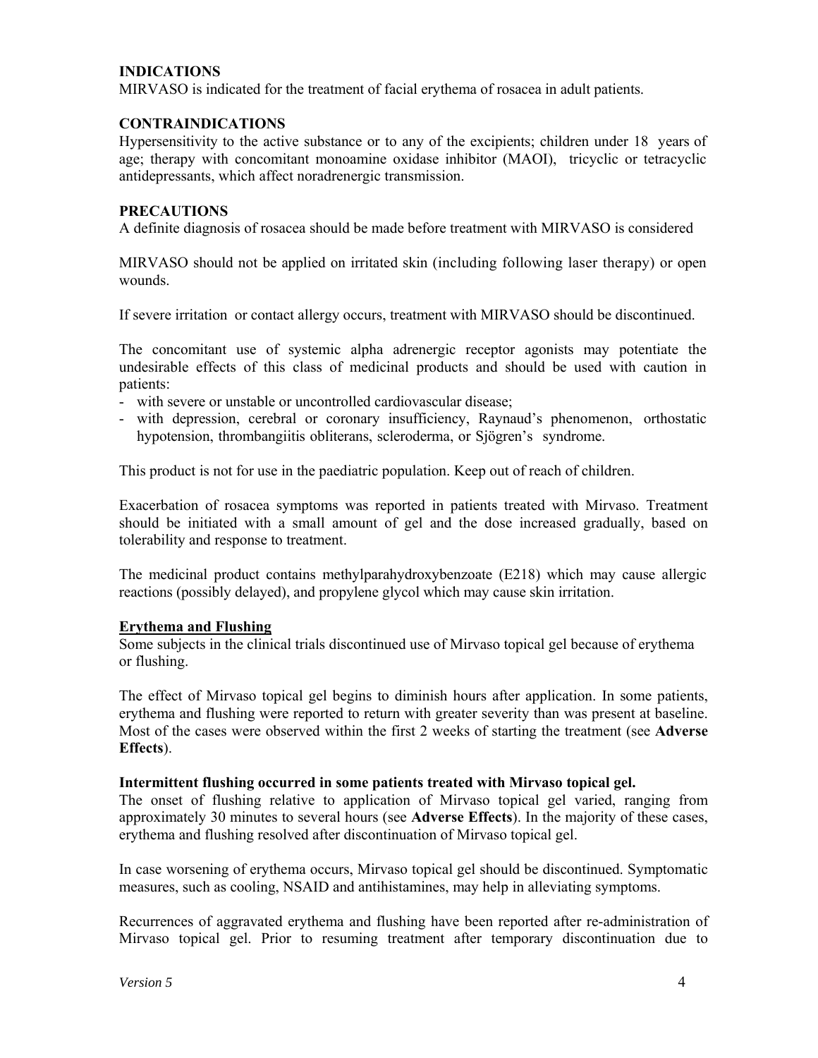## INDICATIONS

MIRVASO is indicated for the treatment of facial erythema of rosacea in adult patients.

## CONTRAINDICATIONS

Hypersensitivity to the active substance or to any of the excipients; children under 18 years of age; therapy with concomitant monoamine oxidase inhibitor (MAOI), tricyclic or tetracyclic antidepressants, which affect noradrenergic transmission.

## PRECAUTIONS

A definite diagnosis of rosacea should be made before treatment with MIRVASO is considered

MIRVASO should not be applied on irritated skin (including following laser therapy) or open wounds.

If severe irritation or contact allergy occurs, treatment with MIRVASO should be discontinued.

The concomitant use of systemic alpha adrenergic receptor agonists may potentiate the undesirable effects of this class of medicinal products and should be used with caution in patients:

- with severe or unstable or uncontrolled cardiovascular disease;
- with depression, cerebral or coronary insufficiency, Raynaud's phenomenon, orthostatic hypotension, thrombangiitis obliterans, scleroderma, or Sjögren's syndrome.

This product is not for use in the paediatric population. Keep out of reach of children.

Exacerbation of rosacea symptoms was reported in patients treated with Mirvaso. Treatment should be initiated with a small amount of gel and the dose increased gradually, based on tolerability and response to treatment.

The medicinal product contains methylparahydroxybenzoate (E218) which may cause allergic reactions (possibly delayed), and propylene glycol which may cause skin irritation.

### Erythema and Flushing

Some subjects in the clinical trials discontinued use of Mirvaso topical gel because of erythema or flushing.

The effect of Mirvaso topical gel begins to diminish hours after application. In some patients, erythema and flushing were reported to return with greater severity than was present at baseline. Most of the cases were observed within the first 2 weeks of starting the treatment (see **Adverse Effects**).

**Intermittent flushing occurred in some patients treated with Mirvaso topical gel.**

The onset of flushing relative to application of Mirvaso topical gel varied, ranging from approximately 30 minutes to several hours (see **Adverse Effects**). In the majority of these cases, erythema and flushing resolved after discontinuation of Mirvaso topical gel.

In case worsening of erythema occurs, Mirvaso topical gel should be discontinued. Symptomatic measures, such as cooling, NSAID and antihistamines, may help in alleviating symptoms.

Recurrences of aggravated erythema and flushing have been reported after re-administration of Mirvaso topical gel. Prior to resuming treatment after temporary discontinuation due to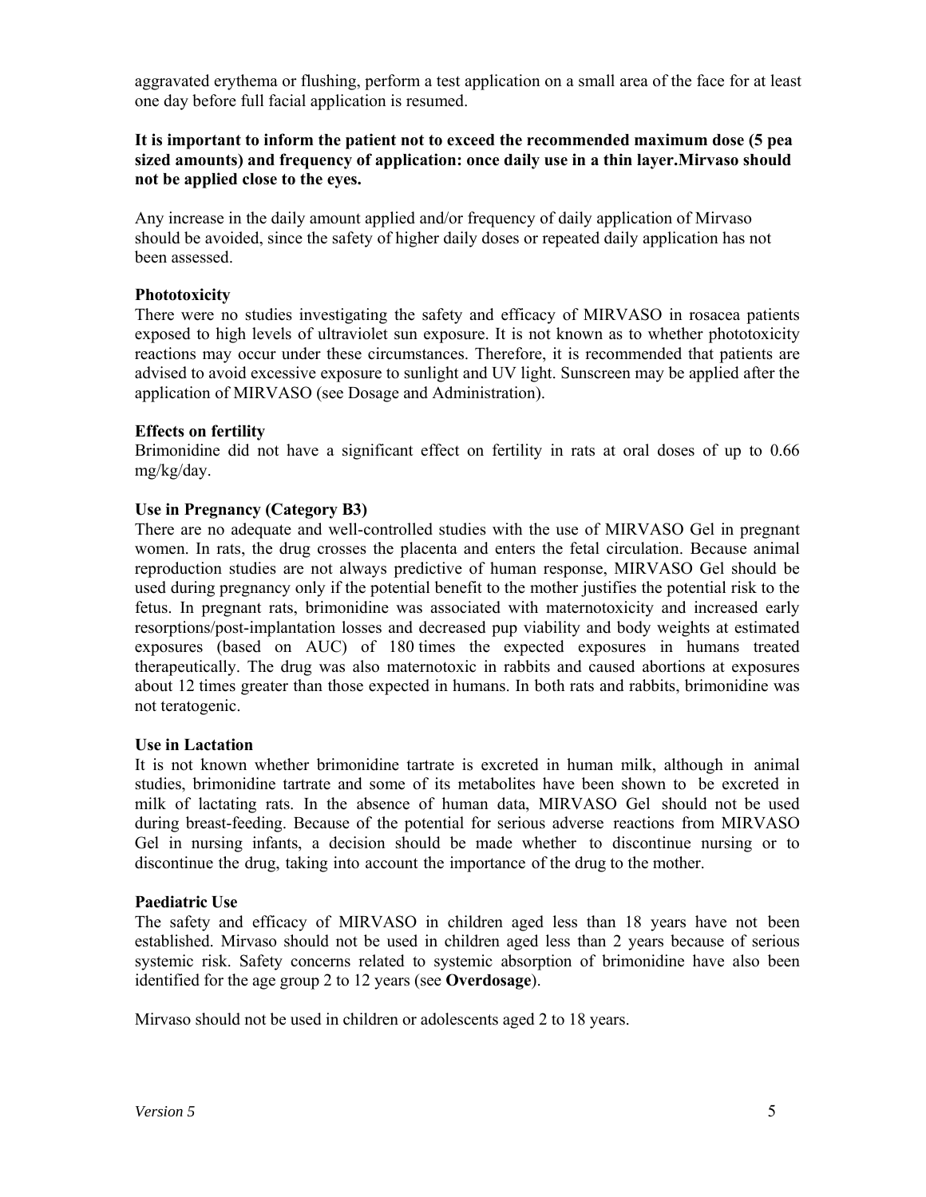aggravated erythema or flushing, perform a test application on a small area of the face for at least one day before full facial application is resumed.

**It is important to inform the patient not to exceed the recommended maximum dose (5 pea sized amounts) and frequency of application: once daily use in a thin layer.Mirvaso should not be applied close to the eyes.**

Any increase in the daily amount applied and/or frequency of daily application of Mirvaso should be avoided, since the safety of higher daily doses or repeated daily application has not been assessed.

**Phototoxicity**

There were no studies investigating the safety and efficacy of MIRVASO in rosacea patients exposed to high levels of ultraviolet sun exposure. It is not known as to whether phototoxicity reactions may occur under these circumstances. Therefore, it is recommended that patients are advised to avoid excessive exposure to sunlight and UV light. Sunscreen may be applied after the application of MIRVASO (see Dosage and Administration).

**Effects on fertility**

Brimonidine did not have a significant effect on fertility in rats at oral doses of up to 0.66 mg/kg/day.

**Use in Pregnancy (Category B3)**

There are no adequate and well-controlled studies with the use of MIRVASO Gel in pregnant women. In rats, the drug crosses the placenta and enters the fetal circulation. Because animal reproduction studies are not always predictive of human response, MIRVASO Gel should be used during pregnancy only if the potential benefit to the mother justifies the potential risk to the fetus. In pregnant rats, brimonidine was associated with maternotoxicity and increased early resorptions/post-implantation losses and decreased pup viability and body weights at estimated exposures (based on AUC) of 180 times the expected exposures in humans treated therapeutically. The drug was also maternotoxic in rabbits and caused abortions at exposures about 12 times greater than those expected in humans. In both rats and rabbits, brimonidine was not teratogenic.

**Use in Lactation**

It is not known whether brimonidine tartrate is excreted in human milk, although in animal studies, brimonidine tartrate and some of its metabolites have been shown to be excreted in milk of lactating rats. In the absence of human data, MIRVASO Gel should not be used during breast-feeding. Because of the potential for serious adverse reactions from MIRVASO Gel in nursing infants, a decision should be made whether to discontinue nursing or to discontinue the drug, taking into account the importance of the drug to the mother.

**Paediatric Use**

The safety and efficacy of MIRVASO in children aged less than 18 years have not been established. Mirvaso should not be used in children aged less than 2 years because of serious systemic risk. Safety concerns related to systemic absorption of brimonidine have also been identified for the age group 2 to 12 years (see **Overdosage**).

Mirvaso should not be used in children or adolescents aged 2 to 18 years.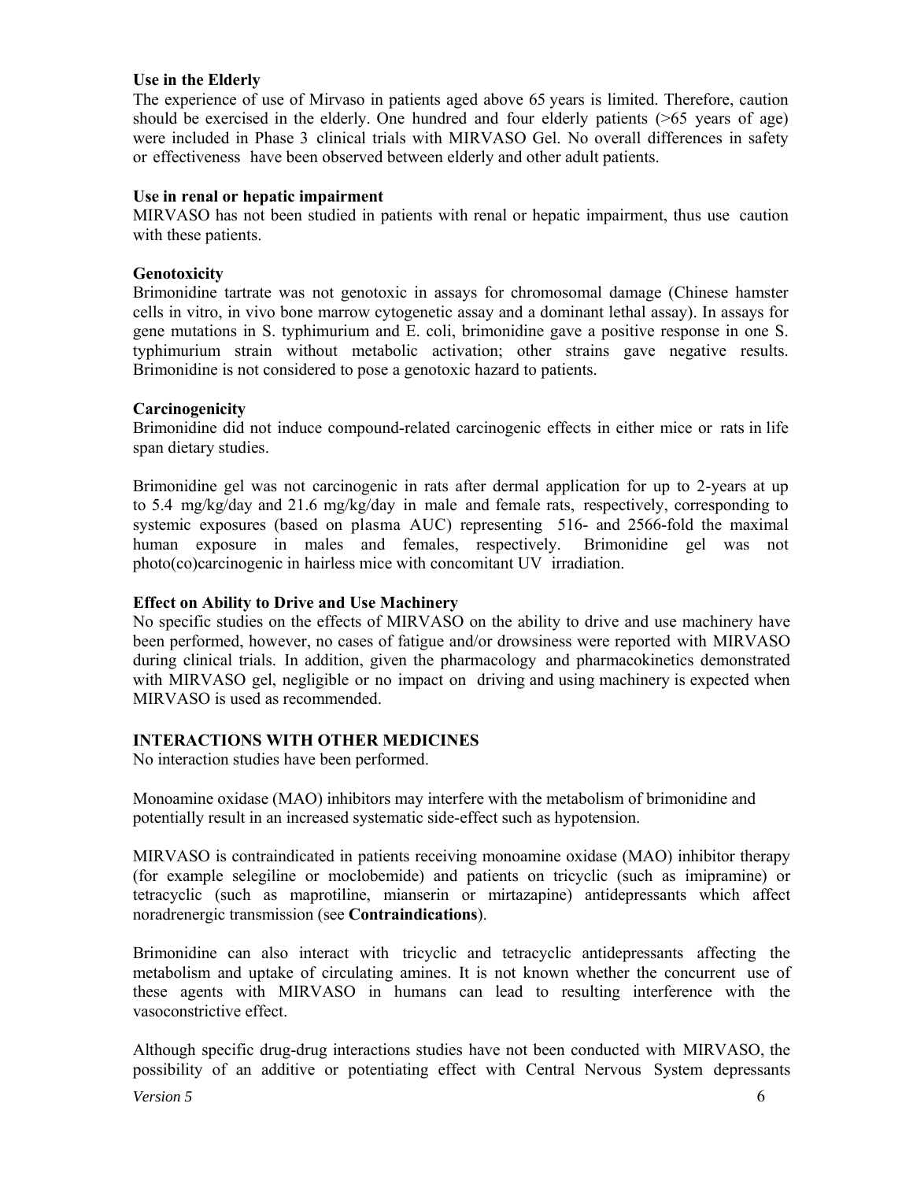**Use in the Elderly**

The experience of use of Mirvaso in patients aged above 65 years is limited. Therefore, caution should be exercised in the elderly. One hundred and four elderly patients (>65 years of age) were included in Phase 3 clinical trials with MIRVASO Gel. No overall differences in safety or effectiveness have been observed between elderly and other adult patients.

**Use in renal or hepatic impairment**

MIRVASO has not been studied in patients with renal or hepatic impairment, thus use caution with these patients.

**Genotoxicity**

Brimonidine tartrate was not genotoxic in assays for chromosomal damage (Chinese hamster cells in vitro, in vivo bone marrow cytogenetic assay and a dominant lethal assay). In assays for gene mutations in S. typhimurium and E. coli, brimonidine gave a positive response in one S. typhimurium strain without metabolic activation; other strains gave negative results. Brimonidine is not considered to pose a genotoxic hazard to patients.

**Carcinogenicity**

Brimonidine did not induce compound-related carcinogenic effects in either mice or rats in life span dietary studies.

Brimonidine gel was not carcinogenic in rats after dermal application for up to 2-years at up to 5.4 mg/kg/day and 21.6 mg/kg/day in male and female rats, respectively, corresponding to systemic exposures (based on plasma AUC) representing 516- and 2566-fold the maximal human exposure in males and females, respectively. Brimonidine gel was not photo(co)carcinogenic in hairless mice with concomitant UV irradiation.

**Effect on Ability to Drive and Use Machinery**

No specific studies on the effects of MIRVASO on the ability to drive and use machinery have been performed, however, no cases of fatigue and/or drowsiness were reported with MIRVASO during clinical trials. In addition, given the pharmacology and pharmacokinetics demonstrated with MIRVASO gel, negligible or no impact on driving and using machinery is expected when MIRVASO is used as recommended.

## INTERACTIONS WITH OTHER MEDICINES

No interaction studies have been performed.

Monoamine oxidase (MAO) inhibitors may interfere with the metabolism of brimonidine and potentially result in an increased systematic side-effect such as hypotension.

MIRVASO is contraindicated in patients receiving monoamine oxidase (MAO) inhibitor therapy (for example selegiline or moclobemide) and patients on tricyclic (such as imipramine) or tetracyclic (such as maprotiline, mianserin or mirtazapine) antidepressants which affect noradrenergic transmission (see **Contraindications**).

Brimonidine can also interact with tricyclic and tetracyclic antidepressants affecting the metabolism and uptake of circulating amines. It is not known whether the concurrent use of these agents with MIRVASO in humans can lead to resulting interference with the vasoconstrictive effect.

Although specific drug-drug interactions studies have not been conducted with MIRVASO, the possibility of an additive or potentiating effect with Central Nervous System depressants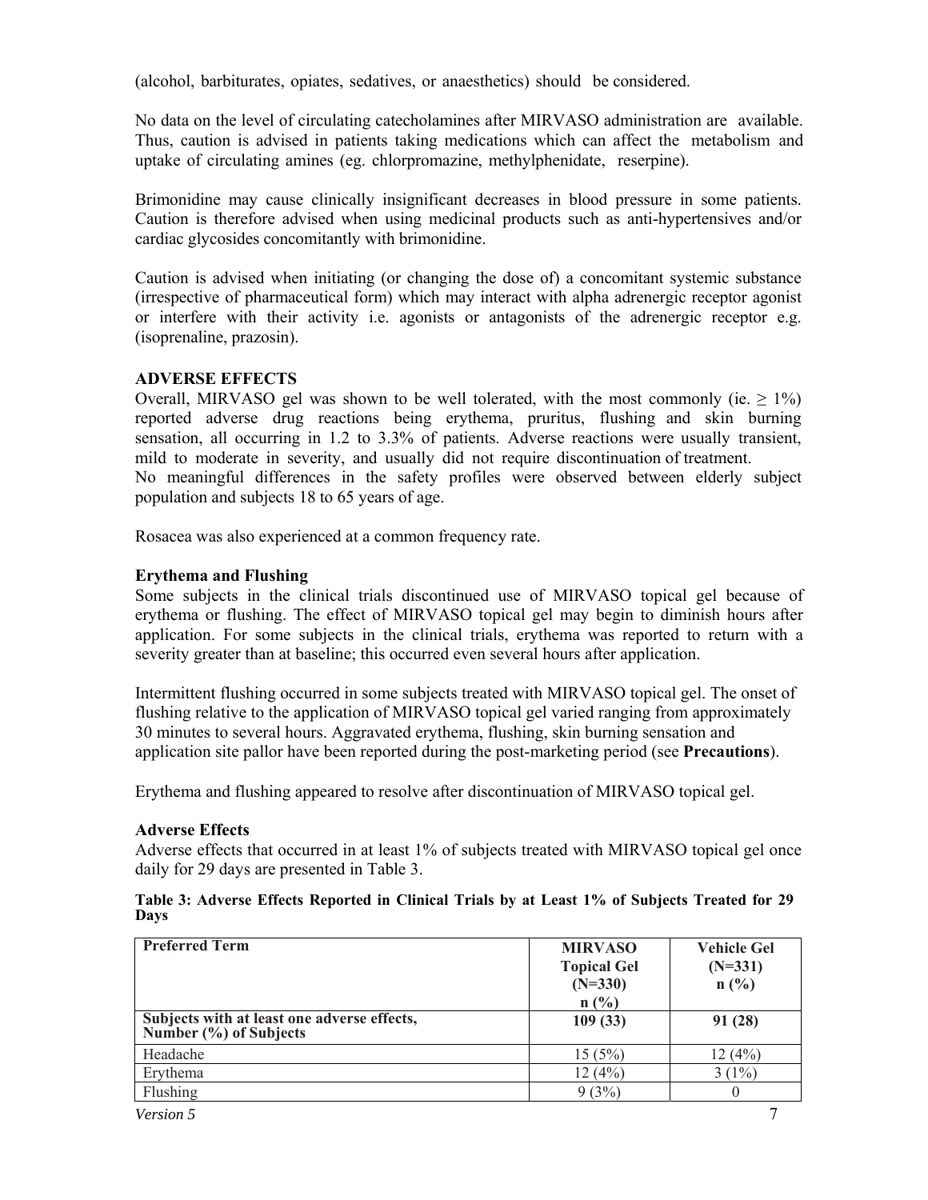(alcohol, barbiturates, opiates, sedatives, or anaesthetics) should be considered.

No data on the level of circulating catecholamines after MIRVASO administration are available. Thus, caution is advised in patients taking medications which can affect the metabolism and uptake of circulating amines (eg. chlorpromazine, methylphenidate, reserpine).

Brimonidine may cause clinically insignificant decreases in blood pressure in some patients. Caution is therefore advised when using medicinal products such as anti-hypertensives and/or cardiac glycosides concomitantly with brimonidine.

Caution is advised when initiating (or changing the dose of) a concomitant systemic substance (irrespective of pharmaceutical form) which may interact with alpha adrenergic receptor agonist or interfere with their activity i.e. agonists or antagonists of the adrenergic receptor e.g. (isoprenaline, prazosin).

**ADVERSE EFFECTS**

Overall, MIRVASO gel was shown to be well tolerated, with the most commonly (ie. $\geq$ 1%) reported adverse drug reactions being erythema, pruritus, flushing and skin burning sensation, all occurring in 1.2 to 3.3% of patients. Adverse reactions were usually transient, mild to moderate in severity, and usually did not require discontinuation of treatment.
No meaningful differences in the safety profiles were observed between elderly subject population and subjects 18 to 65 years of age.

Rosacea was also experienced at a common frequency rate.

**Erythema and Flushing**

Some subjects in the clinical trials discontinued use of MIRVASO topical gel because of erythema or flushing. The effect of MIRVASO topical gel may begin to diminish hours after application. For some subjects in the clinical trials, erythema was reported to return with a severity greater than at baseline; this occurred even several hours after application.

Intermittent flushing occurred in some subjects treated with MIRVASO topical gel. The onset of flushing relative to the application of MIRVASO topical gel varied ranging from approximately 30 minutes to several hours. Aggravated erythema, flushing, skin burning sensation and application site pallor have been reported during the post-marketing period (see **Precautions**).

Erythema and flushing appeared to resolve after discontinuation of MIRVASO topical gel.

**Adverse Effects**

Adverse effects that occurred in at least 1% of subjects treated with MIRVASO topical gel once daily for 29 days are presented in Table 3.

**Table 3: Adverse Effects Reported in Clinical Trials by at Least 1% of Subjects Treated for 29 Days**

| Preferred Term | MIRVASO Topical Gel (N=330) n (%) | Vehicle Gel (N=331) n (%) |
|---|---|---|
| **Subjects with at least one adverse effects, Number (%) of Subjects** | **109 (33)** | **91 (28)** |
| Headache | 15 (5%) | 12 (4%) |
| Erythema | 12 (4%) | 3 (1%) |
| Flushing | 9 (3%) | 0 |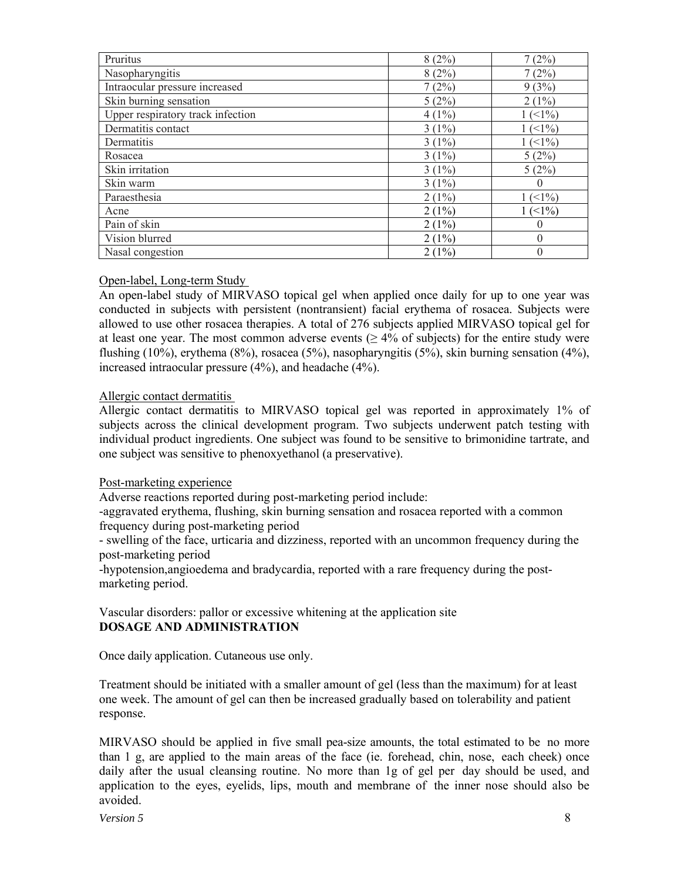| | | |
|---|---|---|
| Pruritus | 8 (2%) | 7 (2%) |
| Nasopharyngitis | 8 (2%) | 7 (2%) |
| Intraocular pressure increased | 7 (2%) | 9 (3%) |
| Skin burning sensation | 5 (2%) | 2 (1%) |
| Upper respiratory track infection | 4 (1%) | 1 (<1%) |
| Dermatitis contact | 3 (1%) | 1 (<1%) |
| Dermatitis | 3 (1%) | 1 (<1%) |
| Rosacea | 3 (1%) | 5 (2%) |
| Skin irritation | 3 (1%) | 5 (2%) |
| Skin warm | 3 (1%) | 0 |
| Paraesthesia | 2 (1%) | 1 (<1%) |
| Acne | 2 (1%) | 1 (<1%) |
| Pain of skin | 2 (1%) | 0 |
| Vision blurred | 2 (1%) | 0 |
| Nasal congestion | 2 (1%) | 0 |

Open-label, Long-term Study

An open-label study of MIRVASO topical gel when applied once daily for up to one year was conducted in subjects with persistent (nontransient) facial erythema of rosacea. Subjects were allowed to use other rosacea therapies. A total of 276 subjects applied MIRVASO topical gel for at least one year. The most common adverse events (≥ 4% of subjects) for the entire study were flushing (10%), erythema (8%), rosacea (5%), nasopharyngitis (5%), skin burning sensation (4%), increased intraocular pressure (4%), and headache (4%).

Allergic contact dermatitis

Allergic contact dermatitis to MIRVASO topical gel was reported in approximately 1% of subjects across the clinical development program. Two subjects underwent patch testing with individual product ingredients. One subject was found to be sensitive to brimonidine tartrate, and one subject was sensitive to phenoxyethanol (a preservative).

Post-marketing experience

Adverse reactions reported during post-marketing period include:

-aggravated erythema, flushing, skin burning sensation and rosacea reported with a common frequency during post-marketing period

- swelling of the face, urticaria and dizziness, reported with an uncommon frequency during the post-marketing period

-hypotension,angioedema and bradycardia, reported with a rare frequency during the post-marketing period.

Vascular disorders: pallor or excessive whitening at the application site

**DOSAGE AND ADMINISTRATION**

Once daily application. Cutaneous use only.

Treatment should be initiated with a smaller amount of gel (less than the maximum) for at least one week. The amount of gel can then be increased gradually based on tolerability and patient response.

MIRVASO should be applied in five small pea-size amounts, the total estimated to be no more than 1 g, are applied to the main areas of the face (ie. forehead, chin, nose, each cheek) once daily after the usual cleansing routine. No more than 1g of gel per day should be used, and application to the eyes, eyelids, lips, mouth and membrane of the inner nose should also be avoided.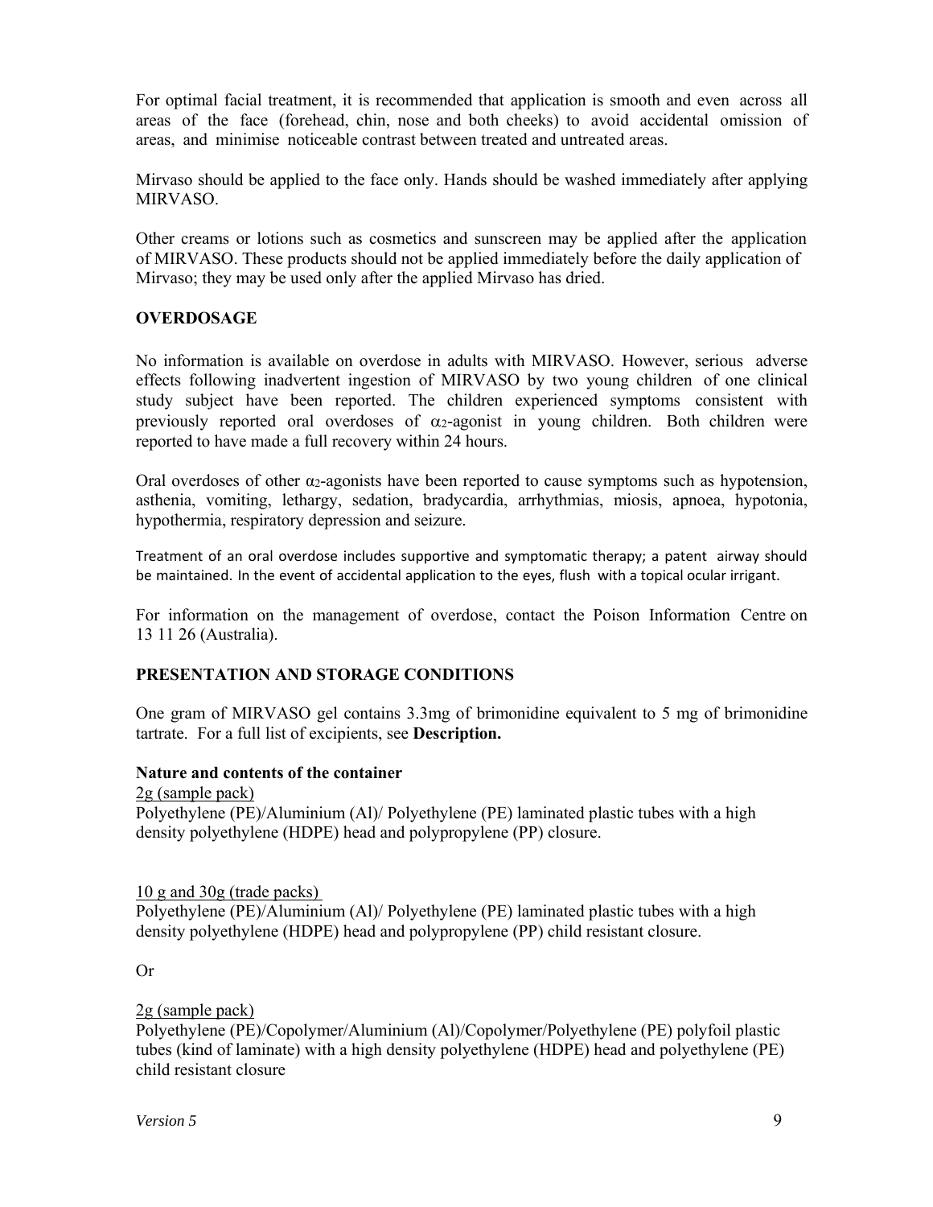For optimal facial treatment, it is recommended that application is smooth and even across all areas of the face (forehead, chin, nose and both cheeks) to avoid accidental omission of areas, and minimise noticeable contrast between treated and untreated areas.

Mirvaso should be applied to the face only. Hands should be washed immediately after applying MIRVASO.

Other creams or lotions such as cosmetics and sunscreen may be applied after the application of MIRVASO. These products should not be applied immediately before the daily application of Mirvaso; they may be used only after the applied Mirvaso has dried.

## OVERDOSAGE

No information is available on overdose in adults with MIRVASO. However, serious adverse effects following inadvertent ingestion of MIRVASO by two young children of one clinical study subject have been reported. The children experienced symptoms consistent with previously reported oral overdoses of $\alpha_2$-agonist in young children. Both children were reported to have made a full recovery within 24 hours.

Oral overdoses of other $\alpha_2$-agonists have been reported to cause symptoms such as hypotension, asthenia, vomiting, lethargy, sedation, bradycardia, arrhythmias, miosis, apnoea, hypotonia, hypothermia, respiratory depression and seizure.

Treatment of an oral overdose includes supportive and symptomatic therapy; a patent airway should be maintained. In the event of accidental application to the eyes, flush with a topical ocular irrigant.

For information on the management of overdose, contact the Poison Information Centre on 13 11 26 (Australia).

## PRESENTATION AND STORAGE CONDITIONS

One gram of MIRVASO gel contains 3.3mg of brimonidine equivalent to 5 mg of brimonidine tartrate. For a full list of excipients, see **Description.**

### Nature and contents of the container

2g (sample pack)
Polyethylene (PE)/Aluminium (Al)/ Polyethylene (PE) laminated plastic tubes with a high density polyethylene (HDPE) head and polypropylene (PP) closure.

10 g and 30g (trade packs)
Polyethylene (PE)/Aluminium (Al)/ Polyethylene (PE) laminated plastic tubes with a high density polyethylene (HDPE) head and polypropylene (PP) child resistant closure.

Or

2g (sample pack)
Polyethylene (PE)/Copolymer/Aluminium (Al)/Copolymer/Polyethylene (PE) polyfoil plastic tubes (kind of laminate) with a high density polyethylene (HDPE) head and polyethylene (PE) child resistant closure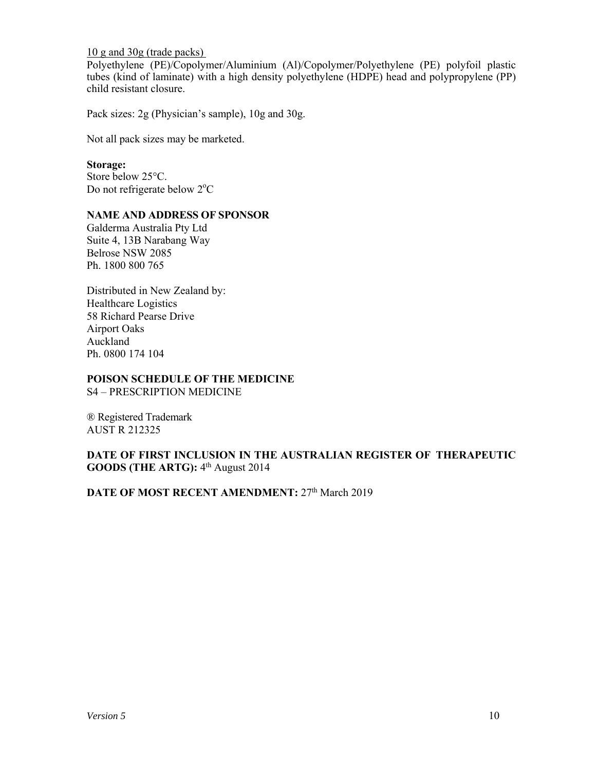<u>10 g and 30g (trade packs)</u>

Polyethylene (PE)/Copolymer/Aluminium (Al)/Copolymer/Polyethylene (PE) polyfoil plastic tubes (kind of laminate) with a high density polyethylene (HDPE) head and polypropylene (PP) child resistant closure.

Pack sizes: 2g (Physician's sample), 10g and 30g.

Not all pack sizes may be marketed.

**Storage:**

Store below 25°C.
Do not refrigerate below 2°C

**NAME AND ADDRESS OF SPONSOR**

Galderma Australia Pty Ltd
Suite 4, 13B Narabang Way
Belrose NSW 2085
Ph. 1800 800 765

Distributed in New Zealand by:
Healthcare Logistics
58 Richard Pearse Drive
Airport Oaks
Auckland
Ph. 0800 174 104

**POISON SCHEDULE OF THE MEDICINE**

S4 – PRESCRIPTION MEDICINE

® Registered Trademark
AUST R 212325

**DATE OF FIRST INCLUSION IN THE AUSTRALIAN REGISTER OF THERAPEUTIC GOODS (THE ARTG):** 4th August 2014

**DATE OF MOST RECENT AMENDMENT:** 27th March 2019

*Version 5*